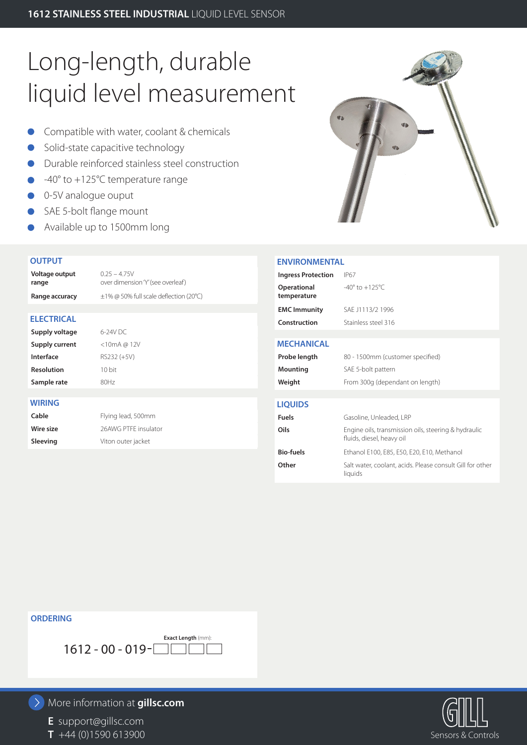# 1612 STAINLESS STEEL INDUSTRIAL LIQUID LEVEL SENSOR

## Long-length, durable liquid level measurement

- Compatible with water, coolant & chemicals
- Solid-state capacitive technology
- Durable reinforced stainless steel construction
- -40° to +125°C temperature range
- 0-5V analogue ouput
- SAE 5-bolt flange mount
- Available up to 1500mm long

### OUTPUT

| | |
|---|---|
| **Voltage output range** | 0.25 – 4.75V over dimension 'Y' (see overleaf) |
| **Range accuracy** | ±1% @ 50% full scale deflection (20°C) |

### ELECTRICAL

| | |
|---|---|
| **Supply voltage** | 6-24V DC |
| **Supply current** | <10mA @ 12V |
| **Interface** | RS232 (+5V) |
| **Resolution** | 10 bit |
| **Sample rate** | 80Hz |

### WIRING

| | |
|---|---|
| **Cable** | Flying lead, 500mm |
| **Wire size** | 26AWG PTFE insulator |
| **Sleeving** | Viton outer jacket |

### ENVIRONMENTAL

| | |
|---|---|
| **Ingress Protection** | IP67 |
| **Operational temperature** | -40° to +125°C |
| **EMC Immunity** | SAE J1113/2 1996 |
| **Construction** | Stainless steel 316 |

### MECHANICAL

| | |
|---|---|
| **Probe length** | 80 - 1500mm (customer specified) |
| **Mounting** | SAE 5-bolt pattern |
| **Weight** | From 300g (dependant on length) |

### LIQUIDS

| | |
|---|---|
| **Fuels** | Gasoline, Unleaded, LRP |
| **Oils** | Engine oils, transmission oils, steering & hydraulic fluids, diesel, heavy oil |
| **Bio-fuels** | Ethanol E100, E85, E50, E20, E10, Methanol |
| **Other** | Salt water, coolant, acids. Please consult Gill for other liquids |

### ORDERING

**Exact Length** (mm):

1612 - 00 - 019-☐☐☐☐

More information at **gillsc.com**

**E** support@gillsc.com
**T** +44 (0)1590 613900

GILL Sensors & Controls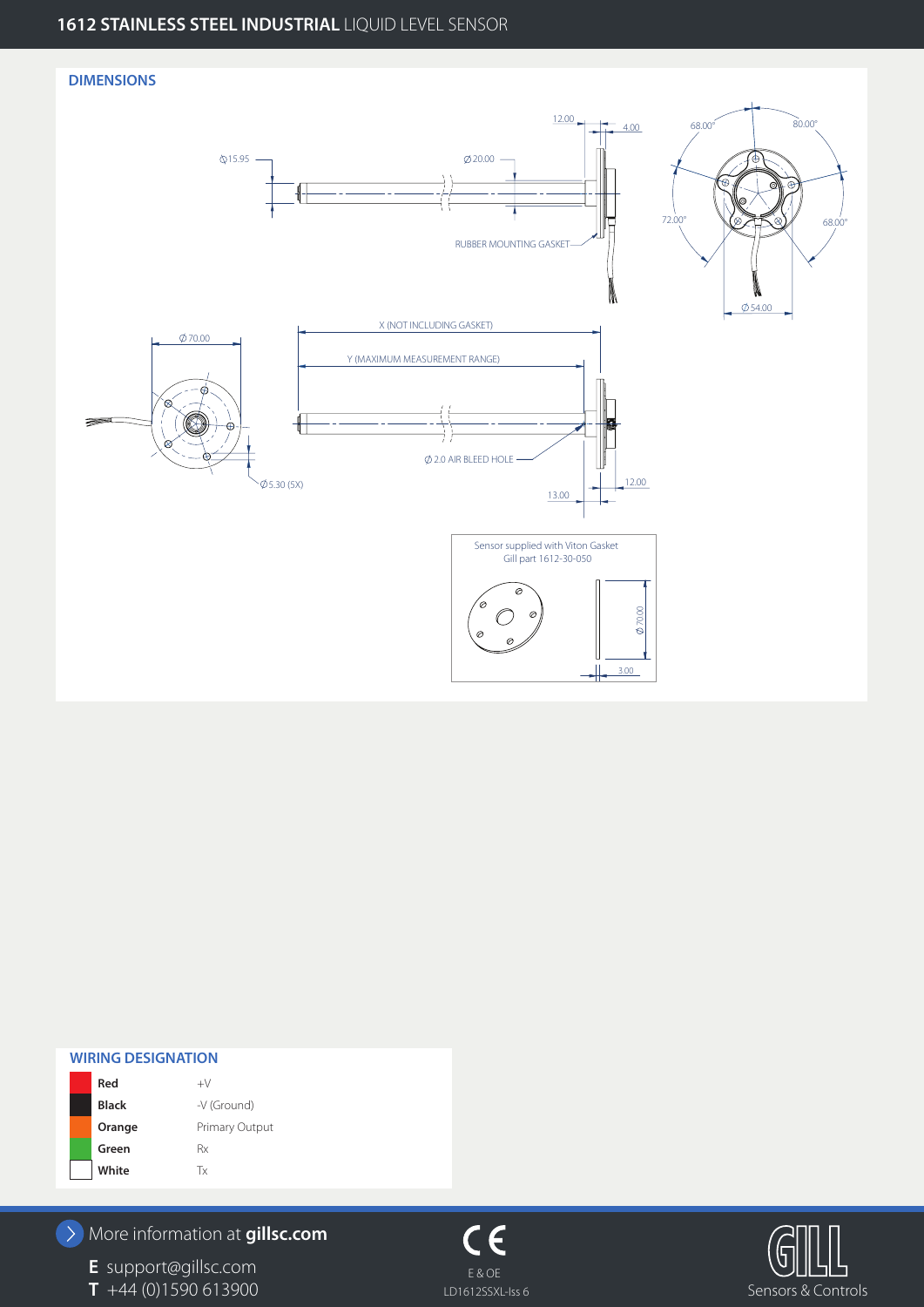## DIMENSIONS

Ø15.95

Ø20.00

12.00

4.00

RUBBER MOUNTING GASKET

68.00°

80.00°

72.00°

68.00°

Ø54.00

Ø70.00

X (NOT INCLUDING GASKET)

Y (MAXIMUM MEASUREMENT RANGE)

Ø2.0 AIR BLEED HOLE

Ø5.30 (5X)

13.00

12.00

Sensor supplied with Viton Gasket
Gill part 1612-30-050

Ø70.00

3.00

## WIRING DESIGNATION

| | |
|---|---|
| **Red** | +V |
| **Black** | -V (Ground) |
| **Orange** | Primary Output |
| **Green** | Rx |
| **White** | Tx |

More information at **gillsc.com**

**E** support@gillsc.com
**T** +44 (0)1590 613900

E & OE
LD1612SSXL-Iss 6

Sensors & Controls